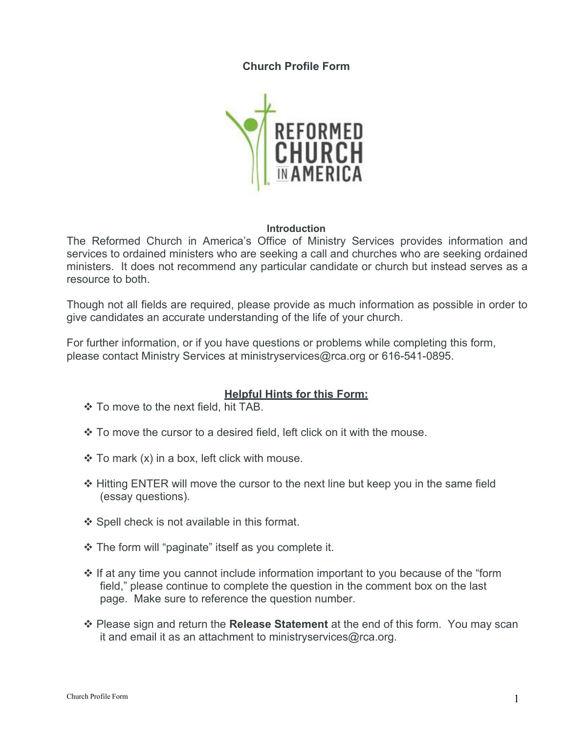# Church Profile Form

REFORMED CHURCH IN AMERICA

## Introduction

The Reformed Church in America's Office of Ministry Services provides information and services to ordained ministers who are seeking a call and churches who are seeking ordained ministers. It does not recommend any particular candidate or church but instead serves as a resource to both.

Though not all fields are required, please provide as much information as possible in order to give candidates an accurate understanding of the life of your church.

For further information, or if you have questions or problems while completing this form, please contact Ministry Services at ministryservices@rca.org or 616-541-0895.

## Helpful Hints for this Form:

- To move to the next field, hit TAB.
- To move the cursor to a desired field, left click on it with the mouse.
- To mark (x) in a box, left click with mouse.
- Hitting ENTER will move the cursor to the next line but keep you in the same field (essay questions).
- Spell check is not available in this format.
- The form will "paginate" itself as you complete it.
- If at any time you cannot include information important to you because of the "form field," please continue to complete the question in the comment box on the last page. Make sure to reference the question number.
- Please sign and return the **Release Statement** at the end of this form. You may scan it and email it as an attachment to ministryservices@rca.org.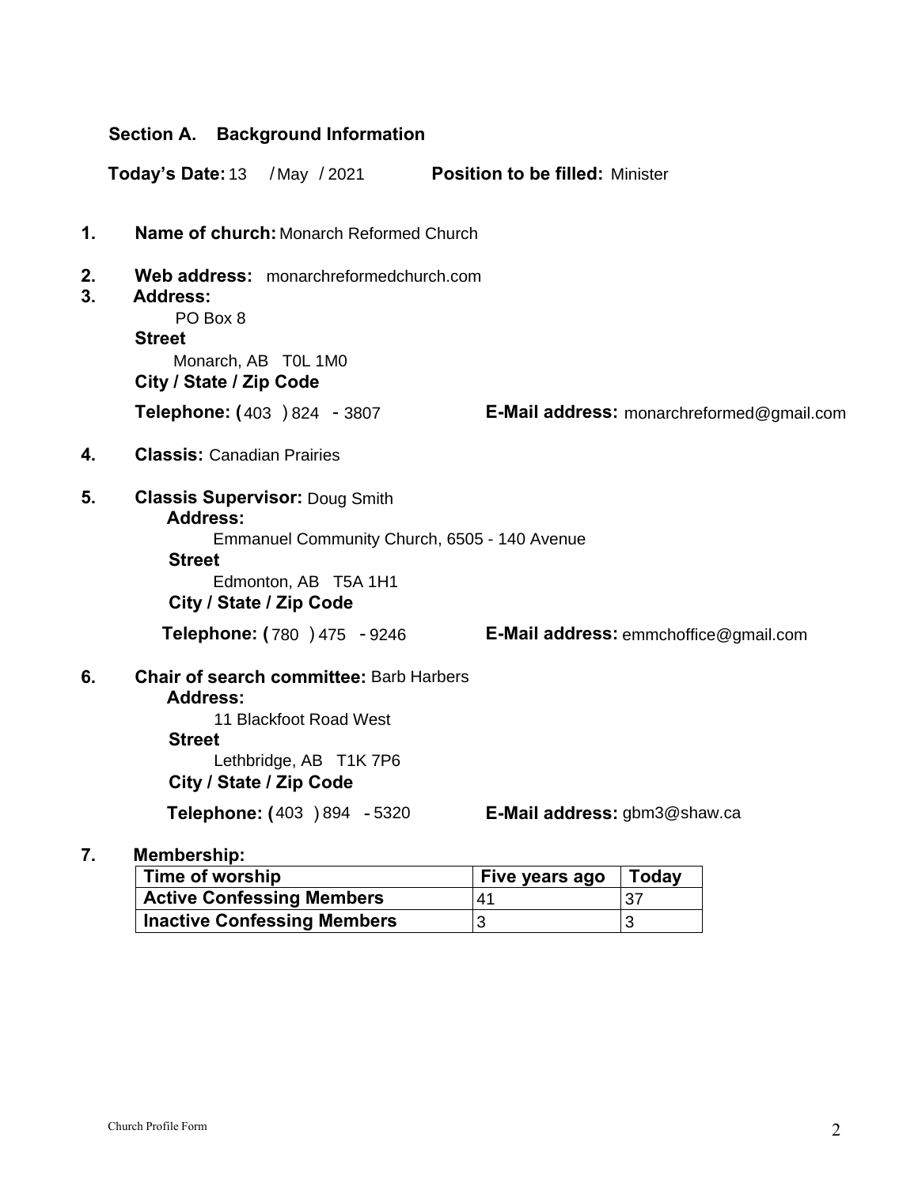## Section A. Background Information

**Today's Date:** 13 / May / 2021 **Position to be filled:** Minister

1. **Name of church:** Monarch Reformed Church

2. **Web address:** monarchreformedchurch.com

3. **Address:**
   PO Box 8
   **Street**
   Monarch, AB T0L 1M0
   **City / State / Zip Code**

   **Telephone: (**403 **)** 824 **-** 3807 **E-Mail address:** monarchreformed@gmail.com

4. **Classis:** Canadian Prairies

5. **Classis Supervisor:** Doug Smith
   **Address:**
   Emmanuel Community Church, 6505 - 140 Avenue
   **Street**
   Edmonton, AB T5A 1H1
   **City / State / Zip Code**

   **Telephone: (**780 **)** 475 **-** 9246 **E-Mail address:** emmchoffice@gmail.com

6. **Chair of search committee:** Barb Harbers
   **Address:**
   11 Blackfoot Road West
   **Street**
   Lethbridge, AB T1K 7P6
   **City / State / Zip Code**

   **Telephone: (**403 **)** 894 **-** 5320 **E-Mail address:** gbm3@shaw.ca

7. **Membership:**

| Time of worship | Five years ago | Today |
|---|---|---|
| **Active Confessing Members** | 41 | 37 |
| **Inactive Confessing Members** | 3 | 3 |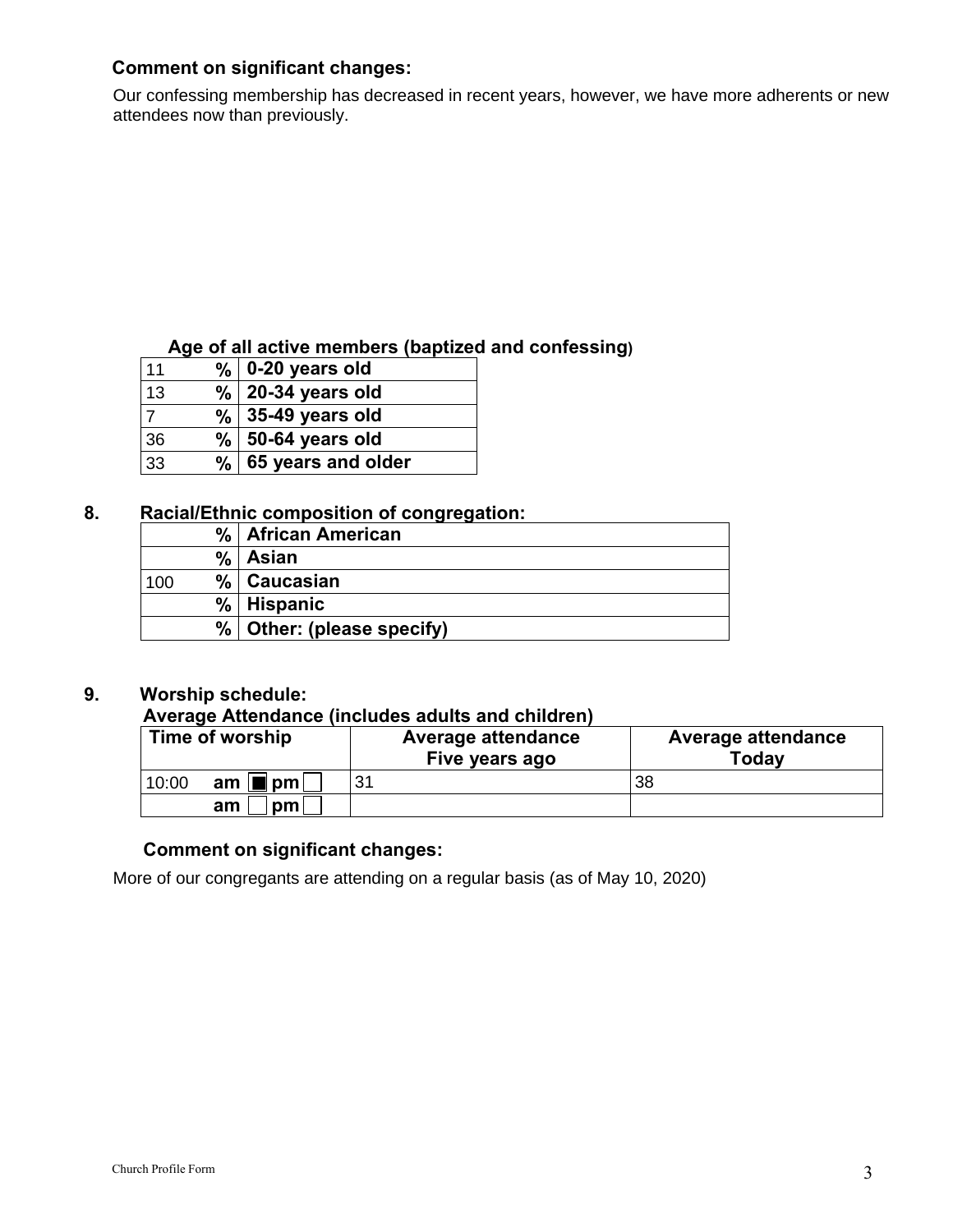### Comment on significant changes:

Our confessing membership has decreased in recent years, however, we have more adherents or new attendees now than previously.

### Age of all active members (baptized and confessing)

| % | Age |
|---|---|
| 11 % | 0-20 years old |
| 13 % | 20-34 years old |
| 7 % | 35-49 years old |
| 36 % | 50-64 years old |
| 33 % | 65 years and older |

## 8. Racial/Ethnic composition of congregation:

| % | Group |
|---|---|
| % | African American |
| % | Asian |
| 100 % | Caucasian |
| % | Hispanic |
| % | Other: (please specify) |

## 9. Worship schedule:

### Average Attendance (includes adults and children)

| Time of worship | Average attendance Five years ago | Average attendance Today |
|---|---|---|
| 10:00 am ■ pm ☐ | 31 | 38 |
| am ☐ pm ☐ | | |

### Comment on significant changes:

More of our congregants are attending on a regular basis (as of May 10, 2020)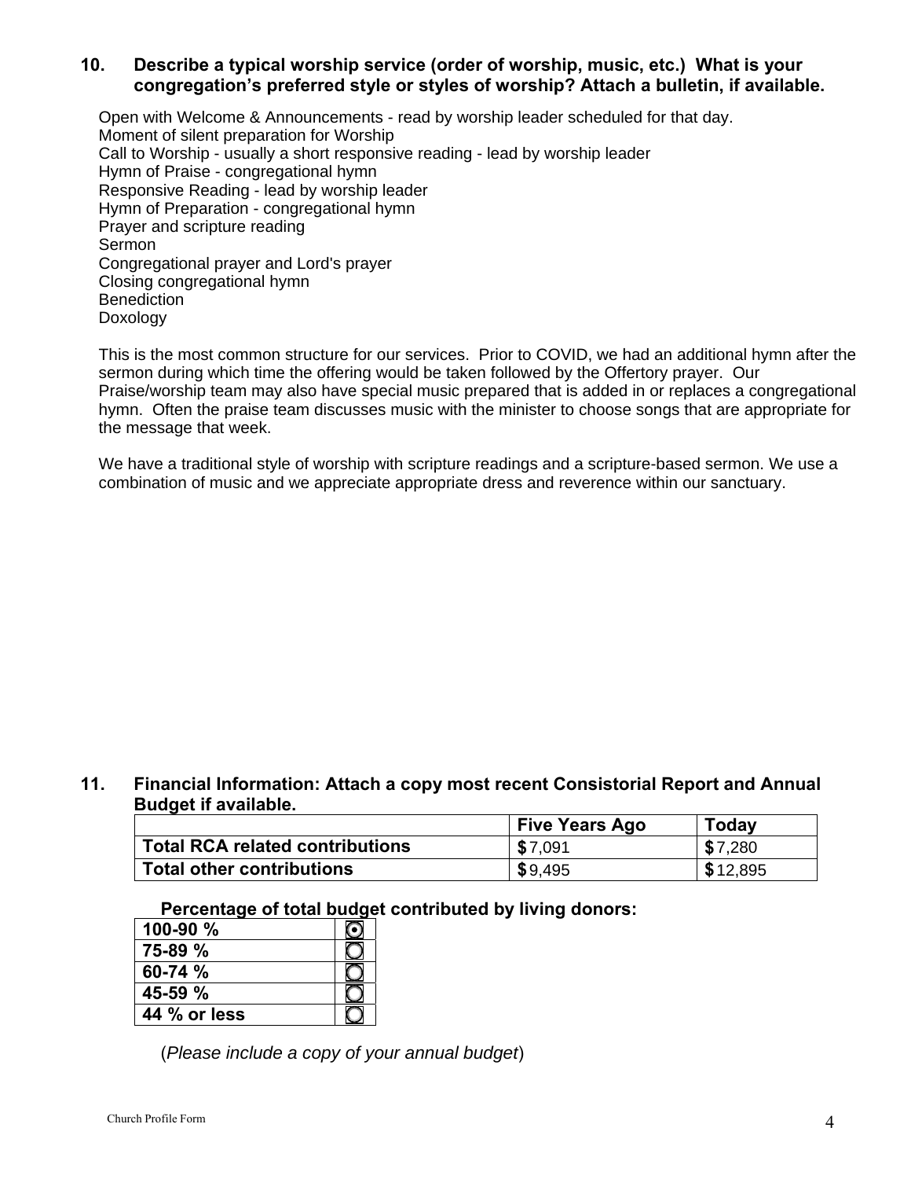**10. Describe a typical worship service (order of worship, music, etc.) What is your congregation's preferred style or styles of worship? Attach a bulletin, if available.**

Open with Welcome & Announcements - read by worship leader scheduled for that day.
Moment of silent preparation for Worship
Call to Worship - usually a short responsive reading - lead by worship leader
Hymn of Praise - congregational hymn
Responsive Reading - lead by worship leader
Hymn of Preparation - congregational hymn
Prayer and scripture reading
Sermon
Congregational prayer and Lord's prayer
Closing congregational hymn
Benediction
Doxology

This is the most common structure for our services. Prior to COVID, we had an additional hymn after the sermon during which time the offering would be taken followed by the Offertory prayer. Our Praise/worship team may also have special music prepared that is added in or replaces a congregational hymn. Often the praise team discusses music with the minister to choose songs that are appropriate for the message that week.

We have a traditional style of worship with scripture readings and a scripture-based sermon. We use a combination of music and we appreciate appropriate dress and reverence within our sanctuary.

**11. Financial Information: Attach a copy most recent Consistorial Report and Annual Budget if available.**

| | Five Years Ago | Today |
|---|---|---|
| **Total RCA related contributions** | $7,091 | $7,280 |
| **Total other contributions** | $9,495 | $12,895 |

**Percentage of total budget contributed by living donors:**

| | |
|---|---|
| **100-90 %** | ☒ |
| **75-89 %** | ☐ |
| **60-74 %** | ☐ |
| **45-59 %** | ☐ |
| **44 % or less** | ☐ |

(*Please include a copy of your annual budget*)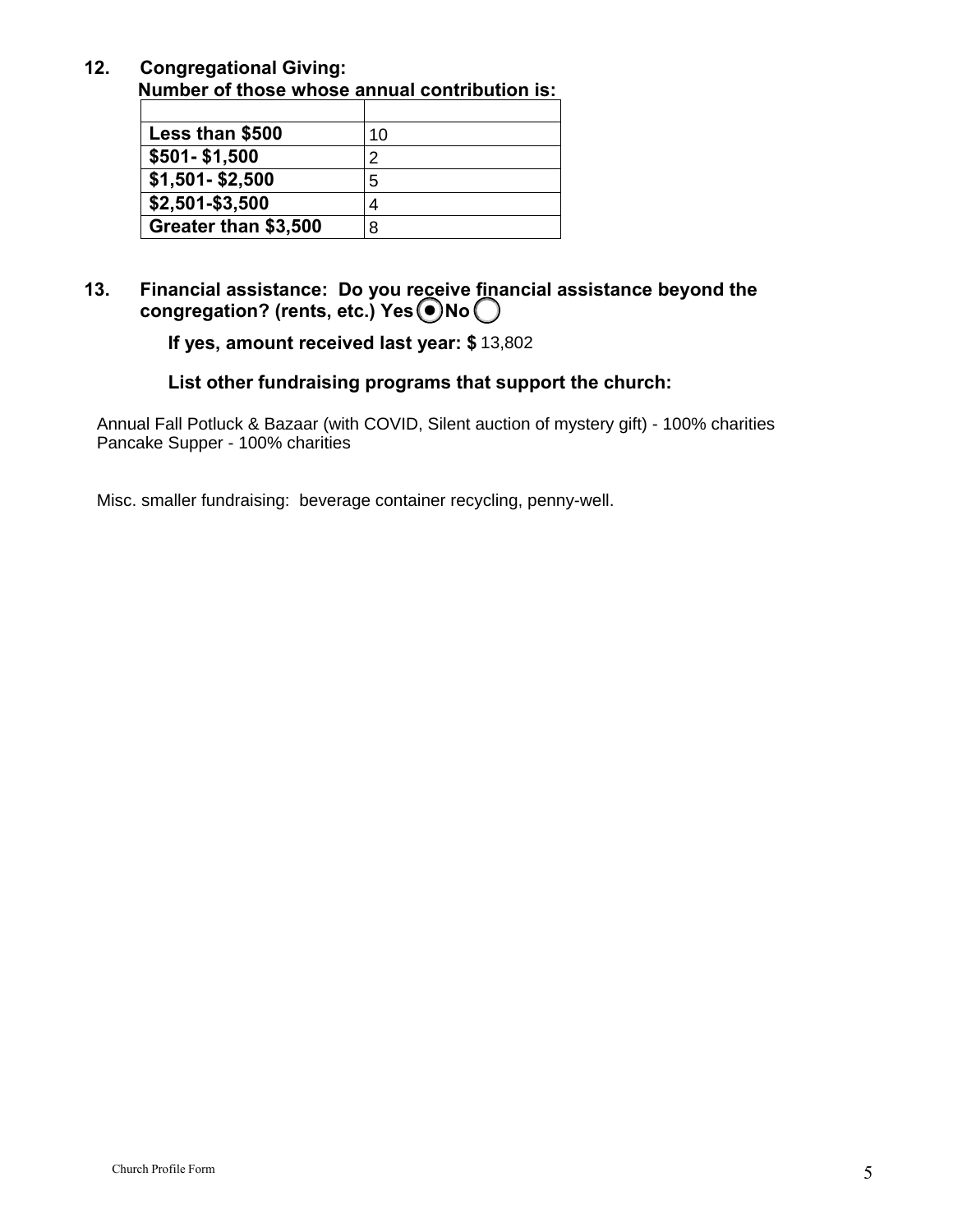**12. Congregational Giving:**

**Number of those whose annual contribution is:**

| | |
|---|---|
| **Less than $500** | 10 |
| **$501- $1,500** | 2 |
| **$1,501- $2,500** | 5 |
| **$2,501-$3,500** | 4 |
| **Greater than $3,500** | 8 |

**13. Financial assistance: Do you receive financial assistance beyond the congregation? (rents, etc.) Yes** (●) **No** ( )

**If yes, amount received last year: $** 13,802

**List other fundraising programs that support the church:**

Annual Fall Potluck & Bazaar (with COVID, Silent auction of mystery gift) - 100% charities
Pancake Supper - 100% charities

Misc. smaller fundraising: beverage container recycling, penny-well.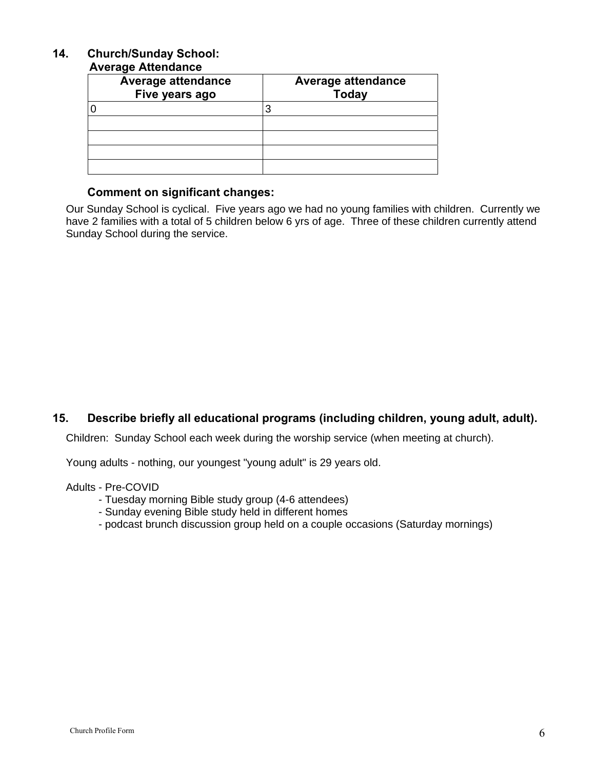### 14. Church/Sunday School:

**Average Attendance**

| Average attendance Five years ago | Average attendance Today |
|---|---|
| 0 | 3 |
| | |
| | |
| | |
| | |

**Comment on significant changes:**

Our Sunday School is cyclical. Five years ago we had no young families with children. Currently we have 2 families with a total of 5 children below 6 yrs of age. Three of these children currently attend Sunday School during the service.

### 15. Describe briefly all educational programs (including children, young adult, adult).

Children: Sunday School each week during the worship service (when meeting at church).

Young adults - nothing, our youngest "young adult" is 29 years old.

Adults - Pre-COVID

- Tuesday morning Bible study group (4-6 attendees)
- Sunday evening Bible study held in different homes
- podcast brunch discussion group held on a couple occasions (Saturday mornings)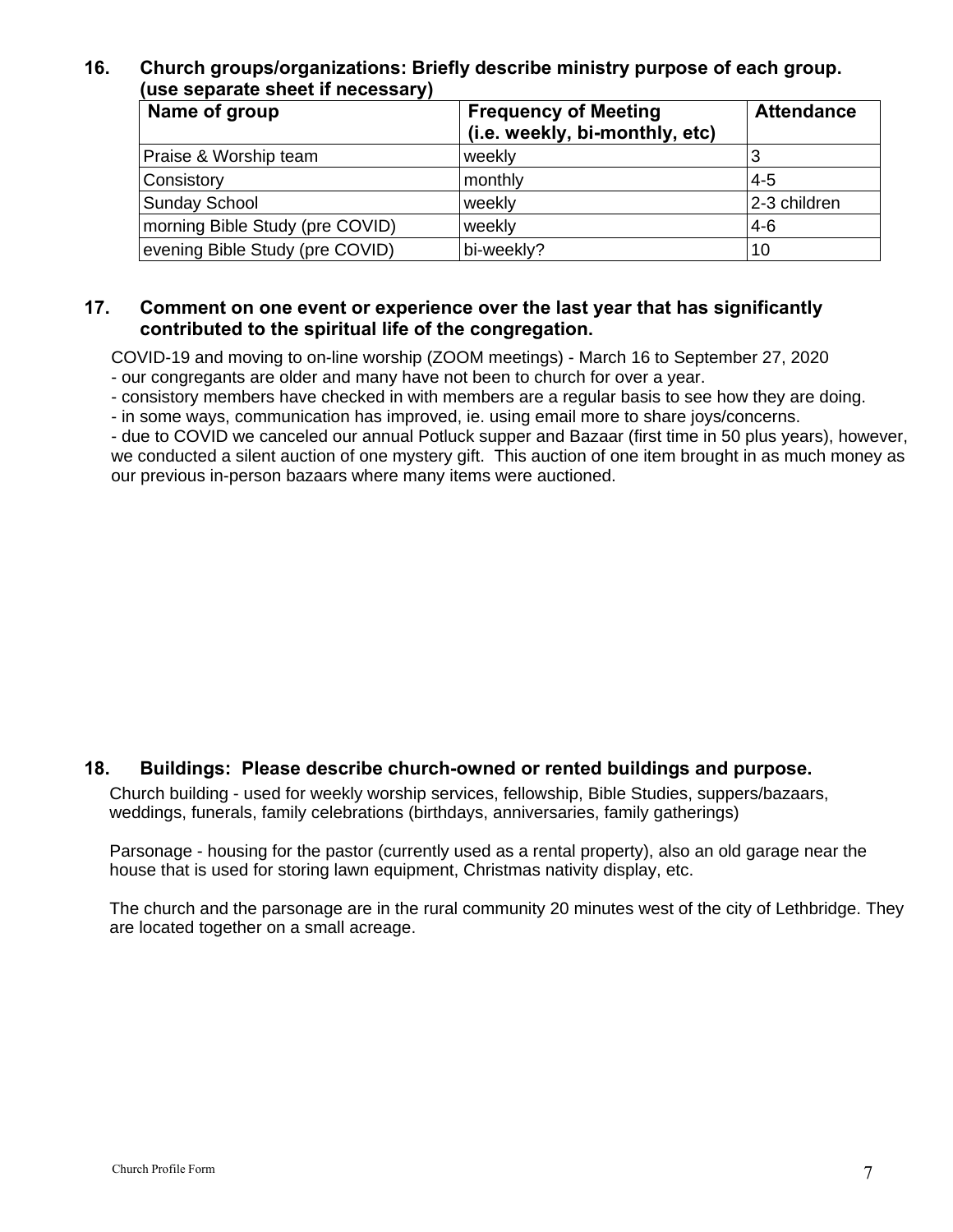**16. Church groups/organizations: Briefly describe ministry purpose of each group. (use separate sheet if necessary)**

| Name of group | Frequency of Meeting (i.e. weekly, bi-monthly, etc) | Attendance |
|---|---|---|
| Praise & Worship team | weekly | 3 |
| Consistory | monthly | 4-5 |
| Sunday School | weekly | 2-3 children |
| morning Bible Study (pre COVID) | weekly | 4-6 |
| evening Bible Study (pre COVID) | bi-weekly? | 10 |

**17. Comment on one event or experience over the last year that has significantly contributed to the spiritual life of the congregation.**

COVID-19 and moving to on-line worship (ZOOM meetings) - March 16 to September 27, 2020
- our congregants are older and many have not been to church for over a year.
- consistory members have checked in with members are a regular basis to see how they are doing.
- in some ways, communication has improved, ie. using email more to share joys/concerns.
- due to COVID we canceled our annual Potluck supper and Bazaar (first time in 50 plus years), however, we conducted a silent auction of one mystery gift. This auction of one item brought in as much money as our previous in-person bazaars where many items were auctioned.

**18. Buildings: Please describe church-owned or rented buildings and purpose.**

Church building - used for weekly worship services, fellowship, Bible Studies, suppers/bazaars, weddings, funerals, family celebrations (birthdays, anniversaries, family gatherings)

Parsonage - housing for the pastor (currently used as a rental property), also an old garage near the house that is used for storing lawn equipment, Christmas nativity display, etc.

The church and the parsonage are in the rural community 20 minutes west of the city of Lethbridge. They are located together on a small acreage.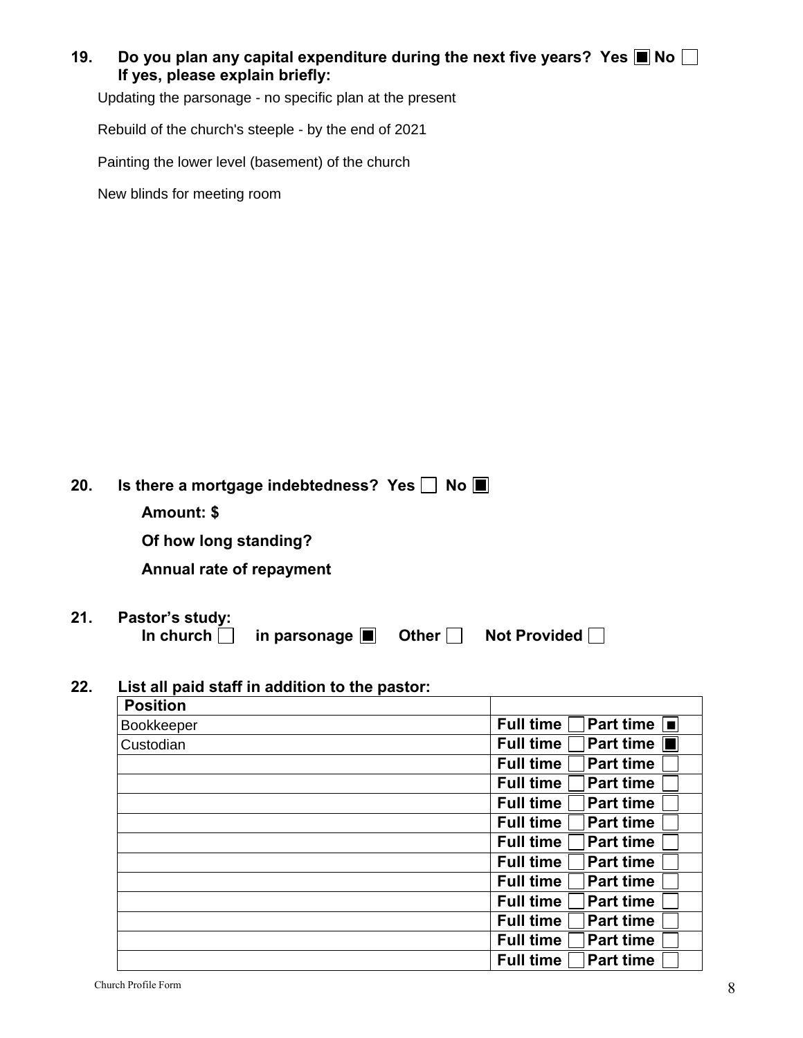**19. Do you plan any capital expenditure during the next five years? Yes ☒ No ☐**
**If yes, please explain briefly:**

Updating the parsonage - no specific plan at the present

Rebuild of the church's steeple - by the end of 2021

Painting the lower level (basement) of the church

New blinds for meeting room

**20. Is there a mortgage indebtedness? Yes ☐ No ☒**

**Amount: $**

**Of how long standing?**

**Annual rate of repayment**

**21. Pastor's study:**
**In church ☐ in parsonage ☒ Other ☐ Not Provided ☐**

**22. List all paid staff in addition to the pastor:**

| **Position** | |
|---|---|
| Bookkeeper | **Full time** ☐ **Part time** ☒ |
| Custodian | **Full time** ☐ **Part time** ☒ |
| | **Full time** ☐ **Part time** ☐ |
| | **Full time** ☐ **Part time** ☐ |
| | **Full time** ☐ **Part time** ☐ |
| | **Full time** ☐ **Part time** ☐ |
| | **Full time** ☐ **Part time** ☐ |
| | **Full time** ☐ **Part time** ☐ |
| | **Full time** ☐ **Part time** ☐ |
| | **Full time** ☐ **Part time** ☐ |
| | **Full time** ☐ **Part time** ☐ |
| | **Full time** ☐ **Part time** ☐ |
| | **Full time** ☐ **Part time** ☐ |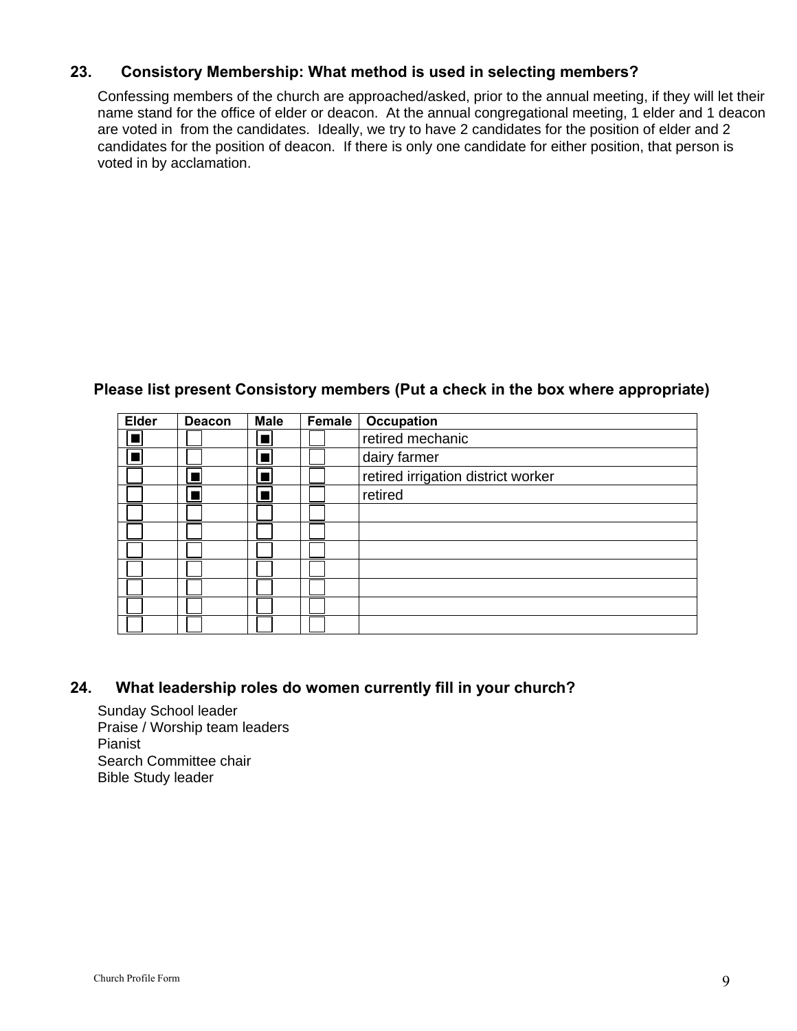## 23. Consistory Membership: What method is used in selecting members?

Confessing members of the church are approached/asked, prior to the annual meeting, if they will let their name stand for the office of elder or deacon. At the annual congregational meeting, 1 elder and 1 deacon are voted in from the candidates. Ideally, we try to have 2 candidates for the position of elder and 2 candidates for the position of deacon. If there is only one candidate for either position, that person is voted in by acclamation.

**Please list present Consistory members (Put a check in the box where appropriate)**

| Elder | Deacon | Male | Female | Occupation |
|---|---|---|---|---|
| ☒ | ☐ | ☒ | ☐ | retired mechanic |
| ☒ | ☐ | ☒ | ☐ | dairy farmer |
| ☐ | ☒ | ☒ | ☐ | retired irrigation district worker |
| ☐ | ☒ | ☒ | ☐ | retired |
| ☐ | ☐ | ☐ | ☐ | |
| ☐ | ☐ | ☐ | ☐ | |
| ☐ | ☐ | ☐ | ☐ | |
| ☐ | ☐ | ☐ | ☐ | |
| ☐ | ☐ | ☐ | ☐ | |
| ☐ | ☐ | ☐ | ☐ | |
| ☐ | ☐ | ☐ | ☐ | |

## 24. What leadership roles do women currently fill in your church?

Sunday School leader
Praise / Worship team leaders
Pianist
Search Committee chair
Bible Study leader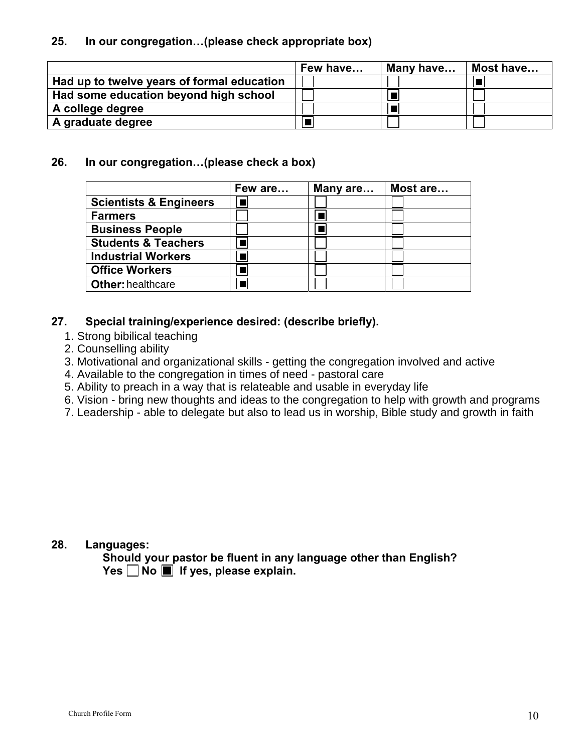**25. In our congregation…(please check appropriate box)**

| | Few have… | Many have… | Most have… |
|---|---|---|---|
| **Had up to twelve years of formal education** | ☐ | ☐ | ■ |
| **Had some education beyond high school** | ☐ | ■ | ☐ |
| **A college degree** | ☐ | ■ | ☐ |
| **A graduate degree** | ■ | ☐ | ☐ |

**26. In our congregation…(please check a box)**

| | Few are… | Many are… | Most are… |
|---|---|---|---|
| **Scientists & Engineers** | ■ | ☐ | ☐ |
| **Farmers** | ☐ | ■ | ☐ |
| **Business People** | ☐ | ■ | ☐ |
| **Students & Teachers** | ■ | ☐ | ☐ |
| **Industrial Workers** | ■ | ☐ | ☐ |
| **Office Workers** | ■ | ☐ | ☐ |
| **Other:** healthcare | ■ | ☐ | ☐ |

**27. Special training/experience desired: (describe briefly).**

1. Strong bibilical teaching
2. Counselling ability
3. Motivational and organizational skills - getting the congregation involved and active
4. Available to the congregation in times of need - pastoral care
5. Ability to preach in a way that is relateable and usable in everyday life
6. Vision - bring new thoughts and ideas to the congregation to help with growth and programs
7. Leadership - able to delegate but also to lead us in worship, Bible study and growth in faith

**28. Languages:**

**Should your pastor be fluent in any language other than English?**

**Yes ☐ No ■ If yes, please explain.**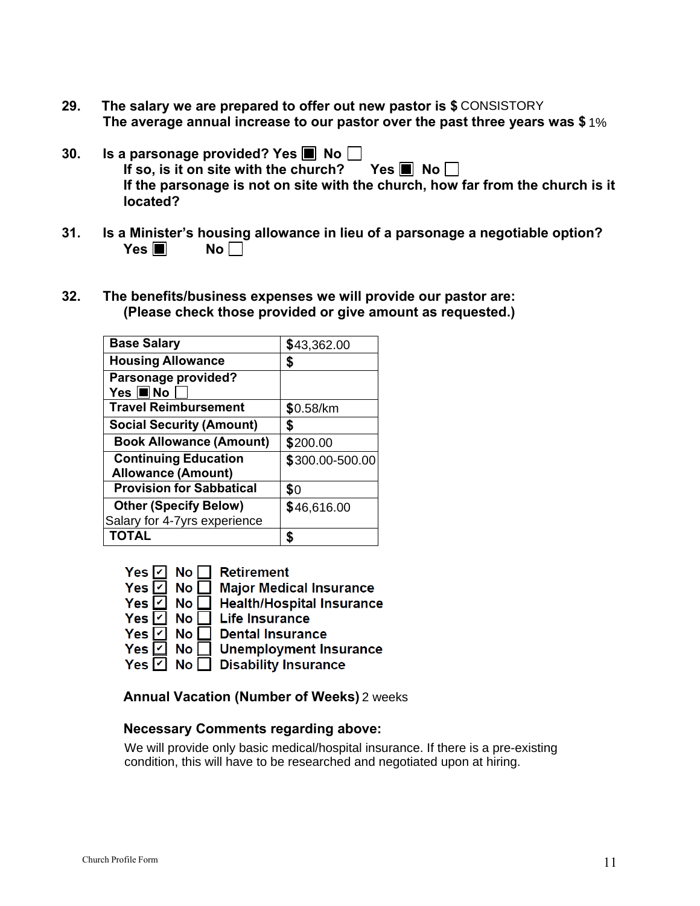**29.** **The salary we are prepared to offer out new pastor is $** CONSISTORY
**The average annual increase to our pastor over the past three years was $** 1%

**30.** **Is a parsonage provided? Yes ■ No ☐**
**If so, is it on site with the church? Yes ■ No ☐**
**If the parsonage is not on site with the church, how far from the church is it located?**

**31.** **Is a Minister's housing allowance in lieu of a parsonage a negotiable option?**
**Yes ■ No ☐**

**32.** **The benefits/business expenses we will provide our pastor are:**
**(Please check those provided or give amount as requested.)**

| **Base Salary** | $43,362.00 |
|---|---|
| **Housing Allowance** | $ |
| **Parsonage provided?** **Yes ■ No ☐** | |
| **Travel Reimbursement** | $0.58/km |
| **Social Security (Amount)** | $ |
| **Book Allowance (Amount)** | $200.00 |
| **Continuing Education Allowance (Amount)** | $300.00-500.00 |
| **Provision for Sabbatical** | $0 |
| **Other (Specify Below)** Salary for 4-7yrs experience | $46,616.00 |
| **TOTAL** | $ |

- **Yes ☑ No ☐ Retirement**
- **Yes ☑ No ☐ Major Medical Insurance**
- **Yes ☑ No ☐ Health/Hospital Insurance**
- **Yes ☑ No ☐ Life Insurance**
- **Yes ☑ No ☐ Dental Insurance**
- **Yes ☑ No ☐ Unemployment Insurance**
- **Yes ☑ No ☐ Disability Insurance**

**Annual Vacation (Number of Weeks)** 2 weeks

**Necessary Comments regarding above:**

We will provide only basic medical/hospital insurance. If there is a pre-existing condition, this will have to be researched and negotiated upon at hiring.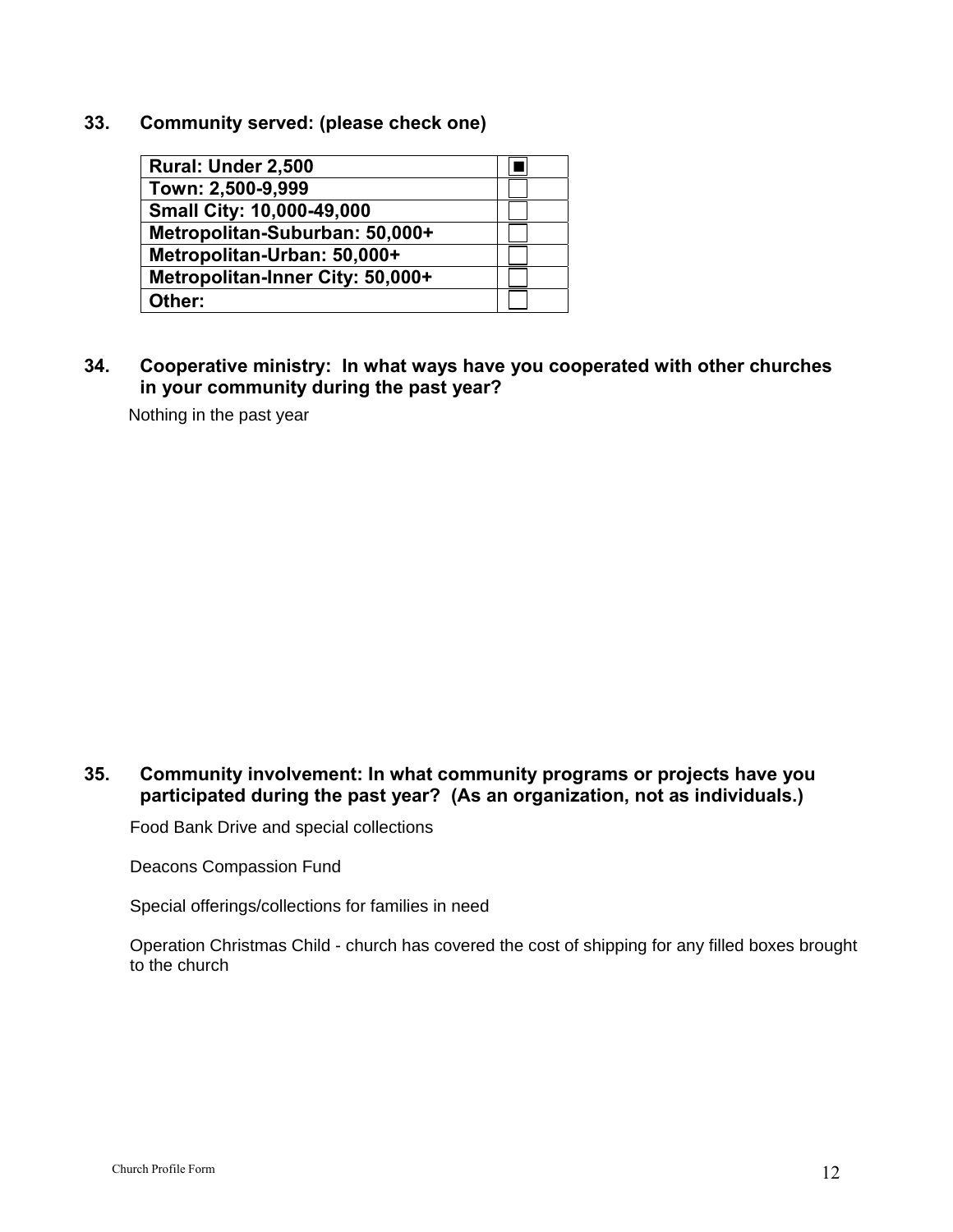**33. Community served: (please check one)**

| Community | |
|---|---|
| **Rural: Under 2,500** | ■ |
| **Town: 2,500-9,999** | ☐ |
| **Small City: 10,000-49,000** | ☐ |
| **Metropolitan-Suburban: 50,000+** | ☐ |
| **Metropolitan-Urban: 50,000+** | ☐ |
| **Metropolitan-Inner City: 50,000+** | ☐ |
| **Other:** | ☐ |

**34. Cooperative ministry: In what ways have you cooperated with other churches in your community during the past year?**

Nothing in the past year

**35. Community involvement: In what community programs or projects have you participated during the past year? (As an organization, not as individuals.)**

Food Bank Drive and special collections

Deacons Compassion Fund

Special offerings/collections for families in need

Operation Christmas Child - church has covered the cost of shipping for any filled boxes brought to the church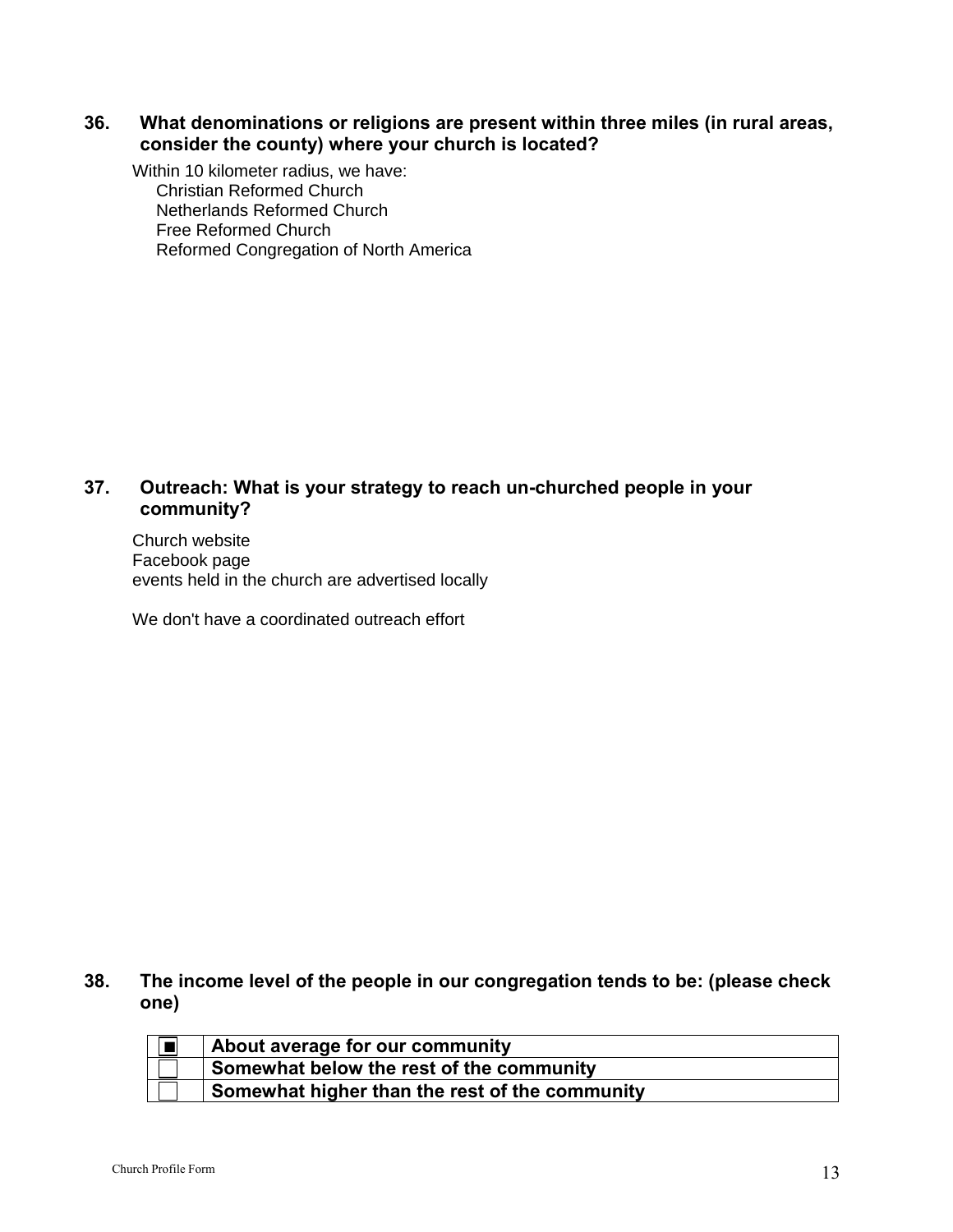**36. What denominations or religions are present within three miles (in rural areas, consider the county) where your church is located?**

Within 10 kilometer radius, we have:
- Christian Reformed Church
- Netherlands Reformed Church
- Free Reformed Church
- Reformed Congregation of North America

**37. Outreach: What is your strategy to reach un-churched people in your community?**

Church website
Facebook page
events held in the church are advertised locally

We don't have a coordinated outreach effort

**38. The income level of the people in our congregation tends to be: (please check one)**

| | |
|---|---|
| ■ | **About average for our community** |
| ☐ | **Somewhat below the rest of the community** |
| ☐ | **Somewhat higher than the rest of the community** |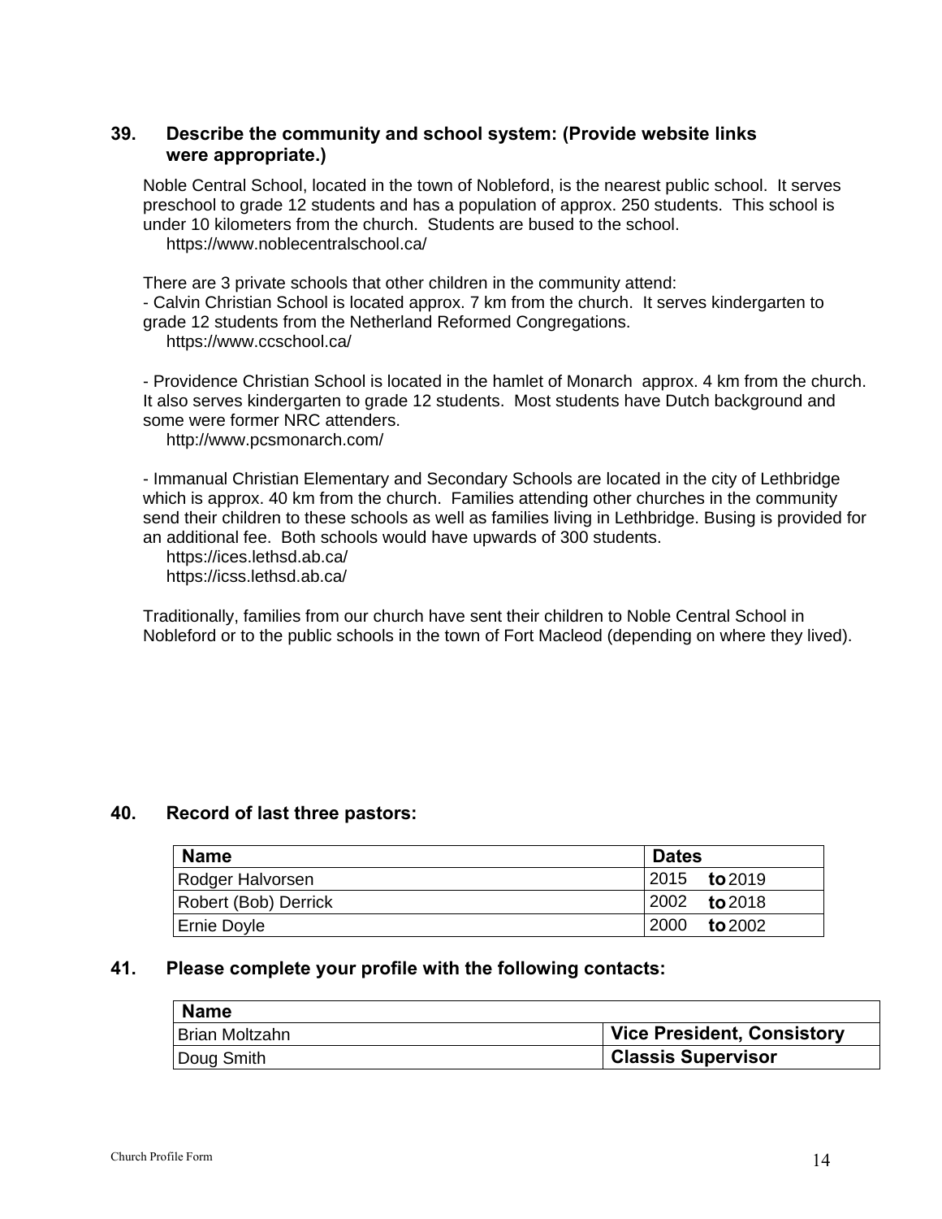### 39. Describe the community and school system: (Provide website links were appropriate.)

Noble Central School, located in the town of Nobleford, is the nearest public school. It serves preschool to grade 12 students and has a population of approx. 250 students. This school is under 10 kilometers from the church. Students are bused to the school.
https://www.noblecentralschool.ca/

There are 3 private schools that other children in the community attend:
- Calvin Christian School is located approx. 7 km from the church. It serves kindergarten to grade 12 students from the Netherland Reformed Congregations.
https://www.ccschool.ca/

- Providence Christian School is located in the hamlet of Monarch approx. 4 km from the church. It also serves kindergarten to grade 12 students. Most students have Dutch background and some were former NRC attenders.
http://www.pcsmonarch.com/

- Immanual Christian Elementary and Secondary Schools are located in the city of Lethbridge which is approx. 40 km from the church. Families attending other churches in the community send their children to these schools as well as families living in Lethbridge. Busing is provided for an additional fee. Both schools would have upwards of 300 students.
https://ices.lethsd.ab.ca/
https://icss.lethsd.ab.ca/

Traditionally, families from our church have sent their children to Noble Central School in Nobleford or to the public schools in the town of Fort Macleod (depending on where they lived).

### 40. Record of last three pastors:

| Name | Dates |
|---|---|
| Rodger Halvorsen | 2015 **to** 2019 |
| Robert (Bob) Derrick | 2002 **to** 2018 |
| Ernie Doyle | 2000 **to** 2002 |

### 41. Please complete your profile with the following contacts:

| Name | |
|---|---|
| Brian Moltzahn | **Vice President, Consistory** |
| Doug Smith | **Classis Supervisor** |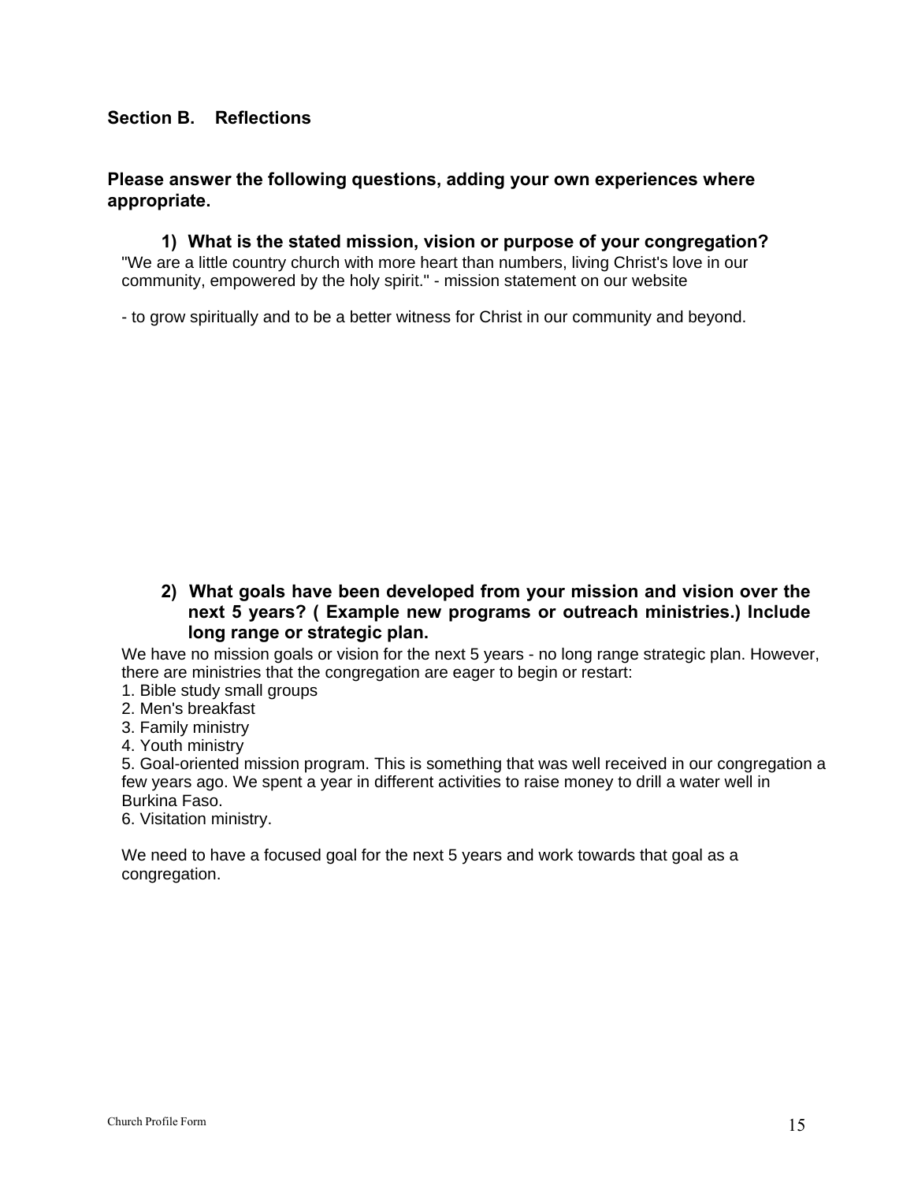## Section B. Reflections

**Please answer the following questions, adding your own experiences where appropriate.**

**1) What is the stated mission, vision or purpose of your congregation?**

"We are a little country church with more heart than numbers, living Christ's love in our community, empowered by the holy spirit." - mission statement on our website

- to grow spiritually and to be a better witness for Christ in our community and beyond.

**2) What goals have been developed from your mission and vision over the next 5 years? ( Example new programs or outreach ministries.) Include long range or strategic plan.**

We have no mission goals or vision for the next 5 years - no long range strategic plan. However, there are ministries that the congregation are eager to begin or restart:

1. Bible study small groups
2. Men's breakfast
3. Family ministry
4. Youth ministry
5. Goal-oriented mission program. This is something that was well received in our congregation a few years ago. We spent a year in different activities to raise money to drill a water well in Burkina Faso.
6. Visitation ministry.

We need to have a focused goal for the next 5 years and work towards that goal as a congregation.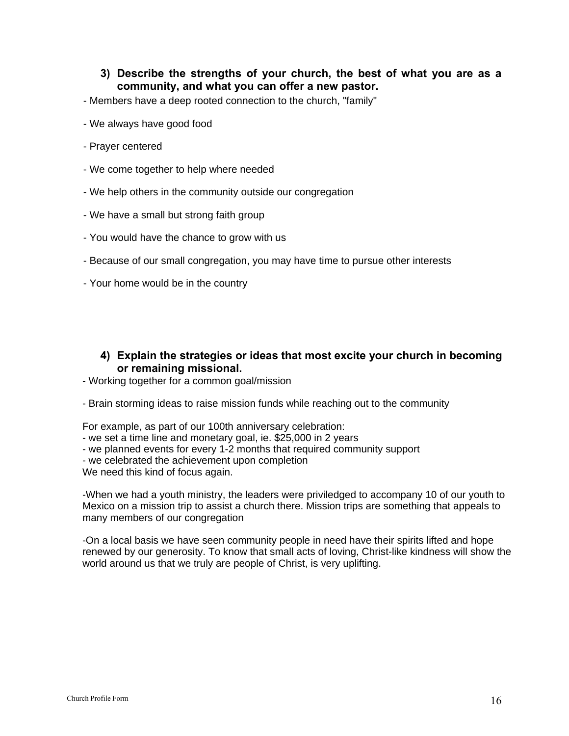**3) Describe the strengths of your church, the best of what you are as a community, and what you can offer a new pastor.**

- Members have a deep rooted connection to the church, "family"

- We always have good food

- Prayer centered

- We come together to help where needed

- We help others in the community outside our congregation

- We have a small but strong faith group

- You would have the chance to grow with us

- Because of our small congregation, you may have time to pursue other interests

- Your home would be in the country

**4) Explain the strategies or ideas that most excite your church in becoming or remaining missional.**

- Working together for a common goal/mission

- Brain storming ideas to raise mission funds while reaching out to the community

For example, as part of our 100th anniversary celebration:
- we set a time line and monetary goal, ie. $25,000 in 2 years
- we planned events for every 1-2 months that required community support
- we celebrated the achievement upon completion

We need this kind of focus again.

-When we had a youth ministry, the leaders were priviledged to accompany 10 of our youth to Mexico on a mission trip to assist a church there. Mission trips are something that appeals to many members of our congregation

-On a local basis we have seen community people in need have their spirits lifted and hope renewed by our generosity. To know that small acts of loving, Christ-like kindness will show the world around us that we truly are people of Christ, is very uplifting.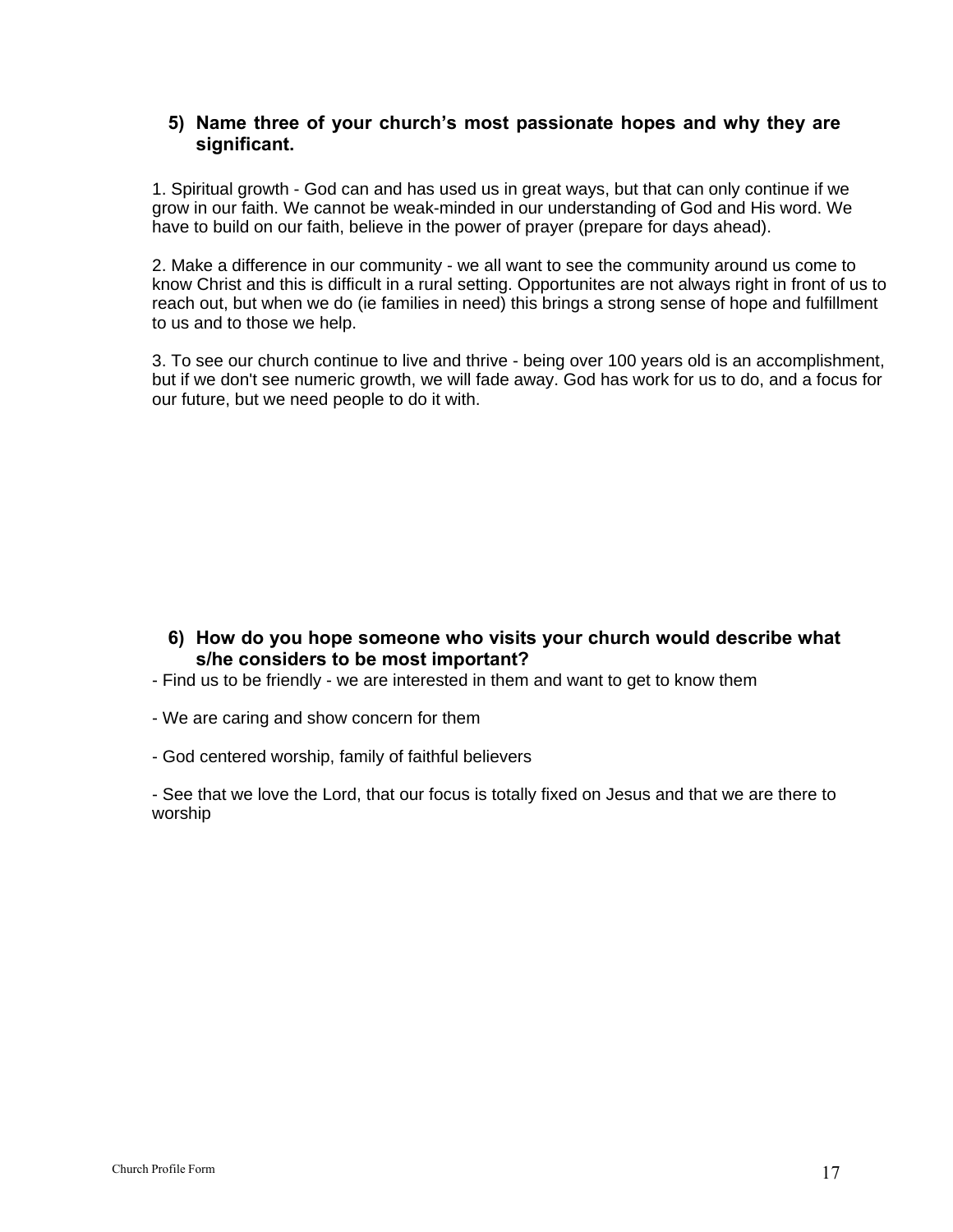5) **Name three of your church's most passionate hopes and why they are significant.**

1. Spiritual growth - God can and has used us in great ways, but that can only continue if we grow in our faith. We cannot be weak-minded in our understanding of God and His word. We have to build on our faith, believe in the power of prayer (prepare for days ahead).

2. Make a difference in our community - we all want to see the community around us come to know Christ and this is difficult in a rural setting. Opportunites are not always right in front of us to reach out, but when we do (ie families in need) this brings a strong sense of hope and fulfillment to us and to those we help.

3. To see our church continue to live and thrive - being over 100 years old is an accomplishment, but if we don't see numeric growth, we will fade away. God has work for us to do, and a focus for our future, but we need people to do it with.

6) **How do you hope someone who visits your church would describe what s/he considers to be most important?**

- Find us to be friendly - we are interested in them and want to get to know them

- We are caring and show concern for them

- God centered worship, family of faithful believers

- See that we love the Lord, that our focus is totally fixed on Jesus and that we are there to worship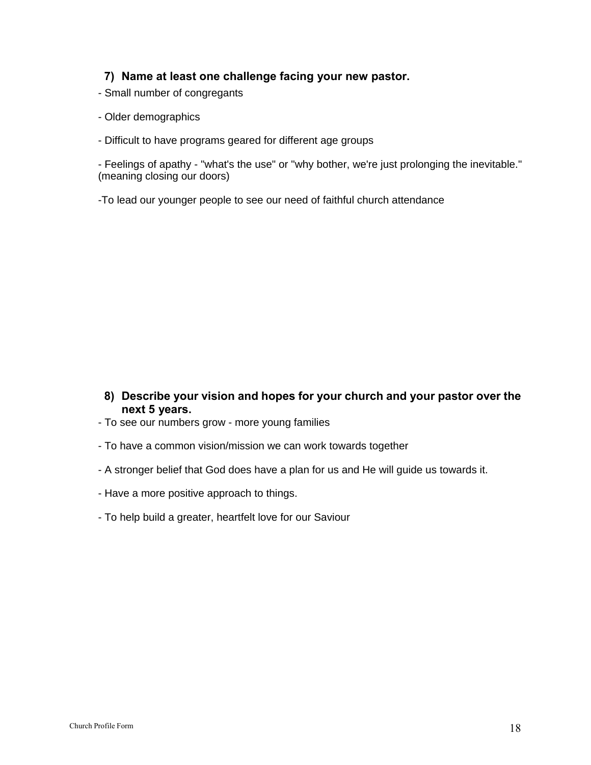7) **Name at least one challenge facing your new pastor.**

- Small number of congregants

- Older demographics

- Difficult to have programs geared for different age groups

- Feelings of apathy - "what's the use" or "why bother, we're just prolonging the inevitable." (meaning closing our doors)

-To lead our younger people to see our need of faithful church attendance

8) **Describe your vision and hopes for your church and your pastor over the next 5 years.**

- To see our numbers grow - more young families

- To have a common vision/mission we can work towards together

- A stronger belief that God does have a plan for us and He will guide us towards it.

- Have a more positive approach to things.

- To help build a greater, heartfelt love for our Saviour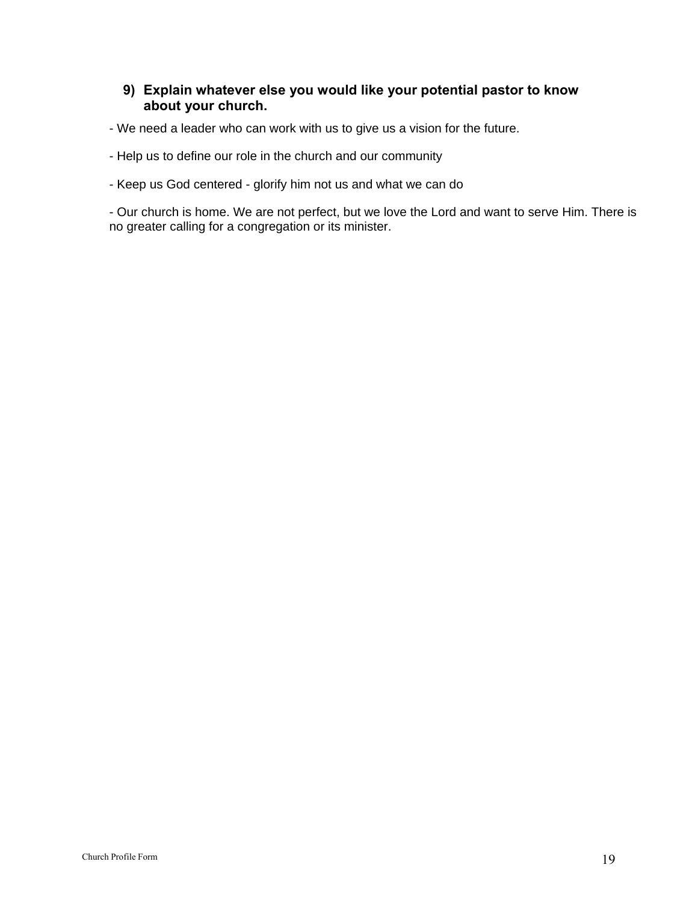**9) Explain whatever else you would like your potential pastor to know about your church.**

- We need a leader who can work with us to give us a vision for the future.

- Help us to define our role in the church and our community

- Keep us God centered - glorify him not us and what we can do

- Our church is home. We are not perfect, but we love the Lord and want to serve Him. There is no greater calling for a congregation or its minister.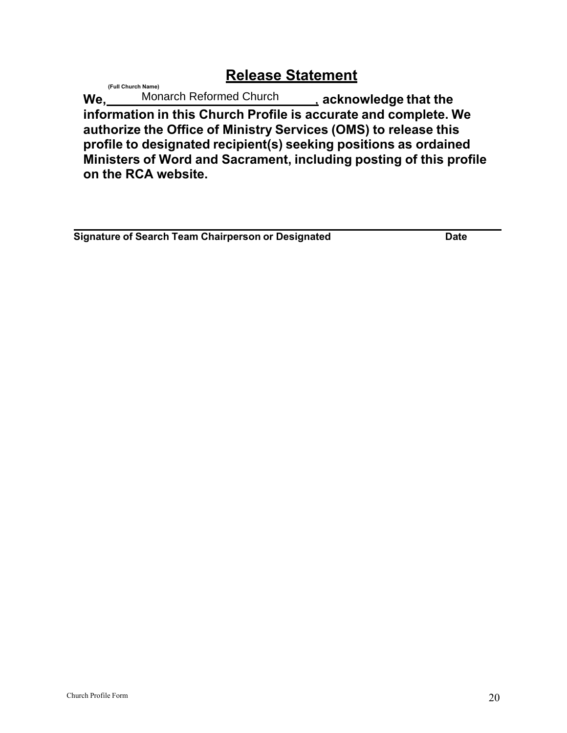# Release Statement

**We,** (Full Church Name) Monarch Reformed Church**, acknowledge that the information in this Church Profile is accurate and complete. We authorize the Office of Ministry Services (OMS) to release this profile to designated recipient(s) seeking positions as ordained Ministers of Word and Sacrament, including posting of this profile on the RCA website.**

**Signature of Search Team Chairperson or Designated** **Date**